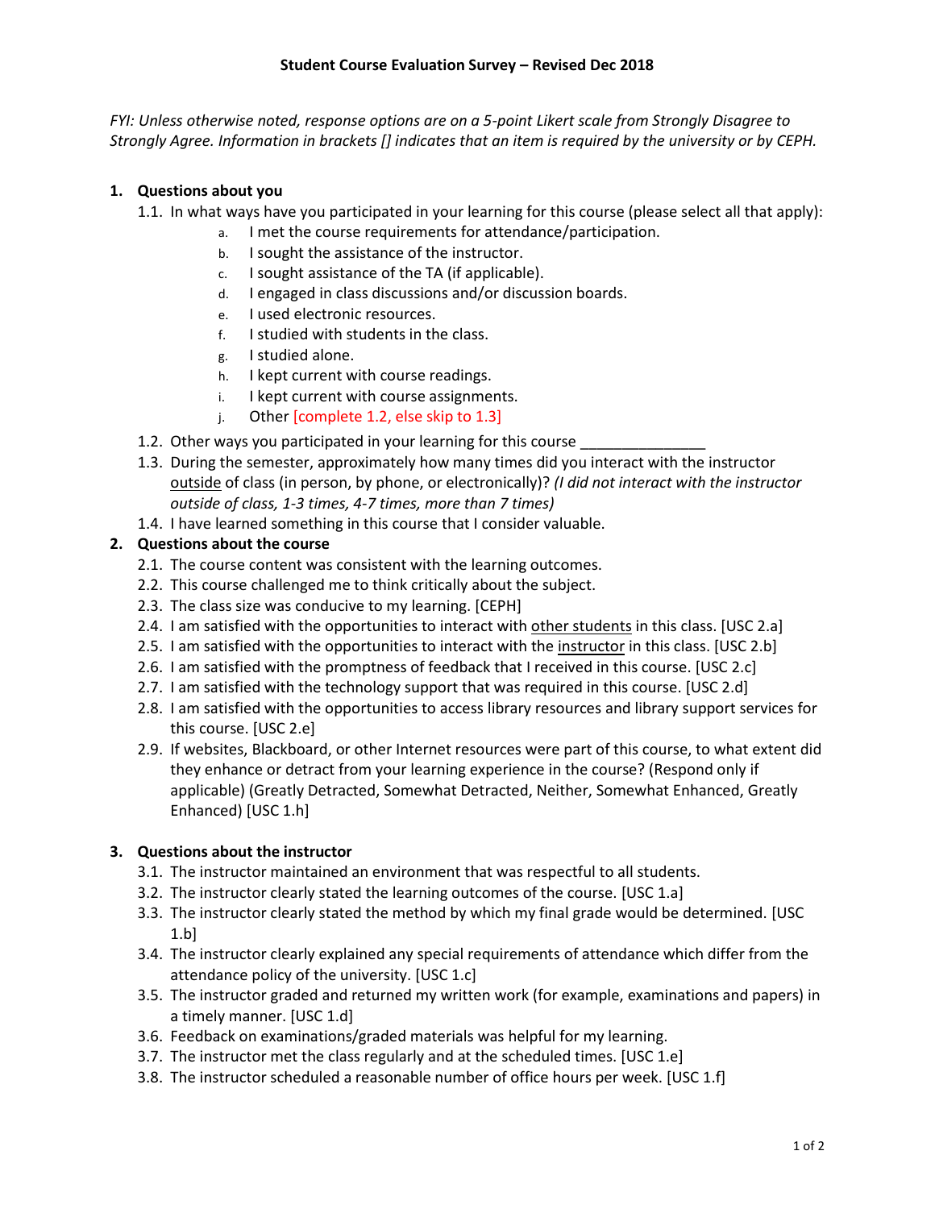**Student Course Evaluation Survey – Revised Dec 2018**

*FYI: Unless otherwise noted, response options are on a 5-point Likert scale from Strongly Disagree to Strongly Agree. Information in brackets [] indicates that an item is required by the university or by CEPH.*

1. **Questions about you**
   - 1.1. In what ways have you participated in your learning for this course (please select all that apply):
     - a. I met the course requirements for attendance/participation.
     - b. I sought the assistance of the instructor.
     - c. I sought assistance of the TA (if applicable).
     - d. I engaged in class discussions and/or discussion boards.
     - e. I used electronic resources.
     - f. I studied with students in the class.
     - g. I studied alone.
     - h. I kept current with course readings.
     - i. I kept current with course assignments.
     - j. Other [complete 1.2, else skip to 1.3]
   - 1.2. Other ways you participated in your learning for this course _______________
   - 1.3. During the semester, approximately how many times did you interact with the instructor outside of class (in person, by phone, or electronically)? *(I did not interact with the instructor outside of class, 1-3 times, 4-7 times, more than 7 times)*
   - 1.4. I have learned something in this course that I consider valuable.
2. **Questions about the course**
   - 2.1. The course content was consistent with the learning outcomes.
   - 2.2. This course challenged me to think critically about the subject.
   - 2.3. The class size was conducive to my learning. [CEPH]
   - 2.4. I am satisfied with the opportunities to interact with other students in this class. [USC 2.a]
   - 2.5. I am satisfied with the opportunities to interact with the instructor in this class. [USC 2.b]
   - 2.6. I am satisfied with the promptness of feedback that I received in this course. [USC 2.c]
   - 2.7. I am satisfied with the technology support that was required in this course. [USC 2.d]
   - 2.8. I am satisfied with the opportunities to access library resources and library support services for this course. [USC 2.e]
   - 2.9. If websites, Blackboard, or other Internet resources were part of this course, to what extent did they enhance or detract from your learning experience in the course? (Respond only if applicable) (Greatly Detracted, Somewhat Detracted, Neither, Somewhat Enhanced, Greatly Enhanced) [USC 1.h]
3. **Questions about the instructor**
   - 3.1. The instructor maintained an environment that was respectful to all students.
   - 3.2. The instructor clearly stated the learning outcomes of the course. [USC 1.a]
   - 3.3. The instructor clearly stated the method by which my final grade would be determined. [USC 1.b]
   - 3.4. The instructor clearly explained any special requirements of attendance which differ from the attendance policy of the university. [USC 1.c]
   - 3.5. The instructor graded and returned my written work (for example, examinations and papers) in a timely manner. [USC 1.d]
   - 3.6. Feedback on examinations/graded materials was helpful for my learning.
   - 3.7. The instructor met the class regularly and at the scheduled times. [USC 1.e]
   - 3.8. The instructor scheduled a reasonable number of office hours per week. [USC 1.f]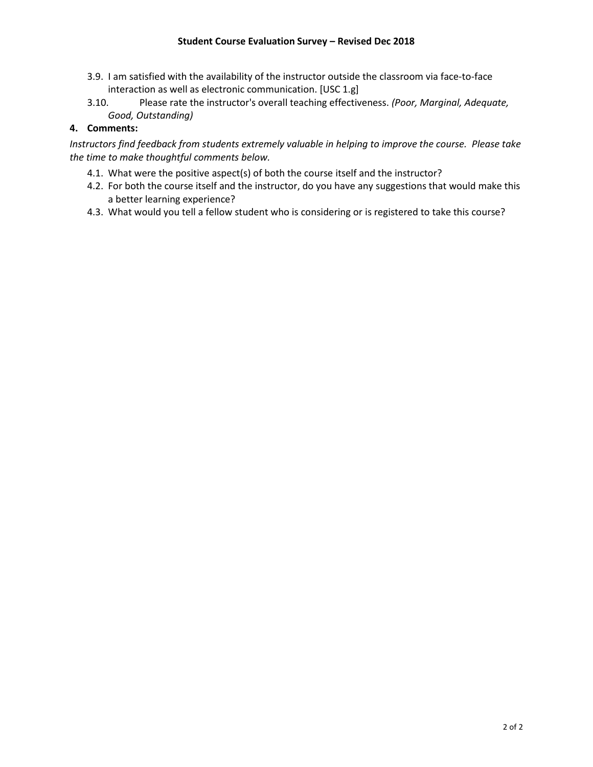3.9. I am satisfied with the availability of the instructor outside the classroom via face-to-face interaction as well as electronic communication. [USC 1.g]

3.10. Please rate the instructor's overall teaching effectiveness. *(Poor, Marginal, Adequate, Good, Outstanding)*

**4. Comments:**

*Instructors find feedback from students extremely valuable in helping to improve the course. Please take the time to make thoughtful comments below.*

4.1. What were the positive aspect(s) of both the course itself and the instructor?

4.2. For both the course itself and the instructor, do you have any suggestions that would make this a better learning experience?

4.3. What would you tell a fellow student who is considering or is registered to take this course?